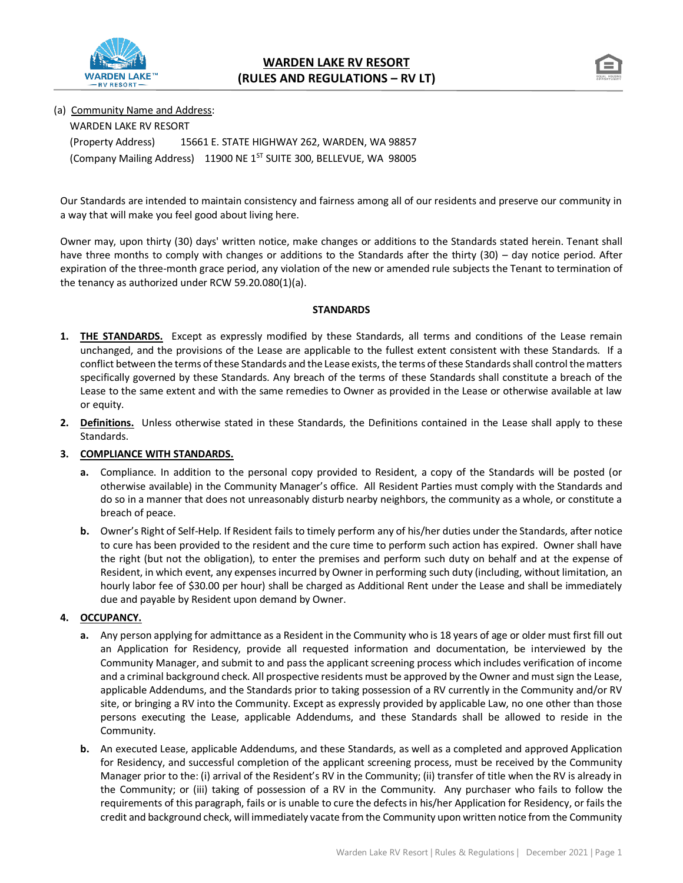# WARDEN LAKE RV RESORT
# (RULES AND REGULATIONS – RV LT)

(a) Community Name and Address:

WARDEN LAKE RV RESORT

(Property Address) 15661 E. STATE HIGHWAY 262, WARDEN, WA 98857

(Company Mailing Address) 11900 NE 1ST SUITE 300, BELLEVUE, WA 98005

Our Standards are intended to maintain consistency and fairness among all of our residents and preserve our community in a way that will make you feel good about living here.

Owner may, upon thirty (30) days' written notice, make changes or additions to the Standards stated herein. Tenant shall have three months to comply with changes or additions to the Standards after the thirty (30) – day notice period. After expiration of the three-month grace period, any violation of the new or amended rule subjects the Tenant to termination of the tenancy as authorized under RCW 59.20.080(1)(a).

**STANDARDS**

1. **THE STANDARDS.** Except as expressly modified by these Standards, all terms and conditions of the Lease remain unchanged, and the provisions of the Lease are applicable to the fullest extent consistent with these Standards. If a conflict between the terms of these Standards and the Lease exists, the terms of these Standards shall control the matters specifically governed by these Standards. Any breach of the terms of these Standards shall constitute a breach of the Lease to the same extent and with the same remedies to Owner as provided in the Lease or otherwise available at law or equity.

2. **Definitions.** Unless otherwise stated in these Standards, the Definitions contained in the Lease shall apply to these Standards.

3. **COMPLIANCE WITH STANDARDS.**

   a. Compliance. In addition to the personal copy provided to Resident, a copy of the Standards will be posted (or otherwise available) in the Community Manager's office. All Resident Parties must comply with the Standards and do so in a manner that does not unreasonably disturb nearby neighbors, the community as a whole, or constitute a breach of peace.

   b. Owner's Right of Self-Help. If Resident fails to timely perform any of his/her duties under the Standards, after notice to cure has been provided to the resident and the cure time to perform such action has expired. Owner shall have the right (but not the obligation), to enter the premises and perform such duty on behalf and at the expense of Resident, in which event, any expenses incurred by Owner in performing such duty (including, without limitation, an hourly labor fee of $30.00 per hour) shall be charged as Additional Rent under the Lease and shall be immediately due and payable by Resident upon demand by Owner.

4. **OCCUPANCY.**

   a. Any person applying for admittance as a Resident in the Community who is 18 years of age or older must first fill out an Application for Residency, provide all requested information and documentation, be interviewed by the Community Manager, and submit to and pass the applicant screening process which includes verification of income and a criminal background check. All prospective residents must be approved by the Owner and must sign the Lease, applicable Addendums, and the Standards prior to taking possession of a RV currently in the Community and/or RV site, or bringing a RV into the Community. Except as expressly provided by applicable Law, no one other than those persons executing the Lease, applicable Addendums, and these Standards shall be allowed to reside in the Community.

   b. An executed Lease, applicable Addendums, and these Standards, as well as a completed and approved Application for Residency, and successful completion of the applicant screening process, must be received by the Community Manager prior to the: (i) arrival of the Resident's RV in the Community; (ii) transfer of title when the RV is already in the Community; or (iii) taking of possession of a RV in the Community. Any purchaser who fails to follow the requirements of this paragraph, fails or is unable to cure the defects in his/her Application for Residency, or fails the credit and background check, will immediately vacate from the Community upon written notice from the Community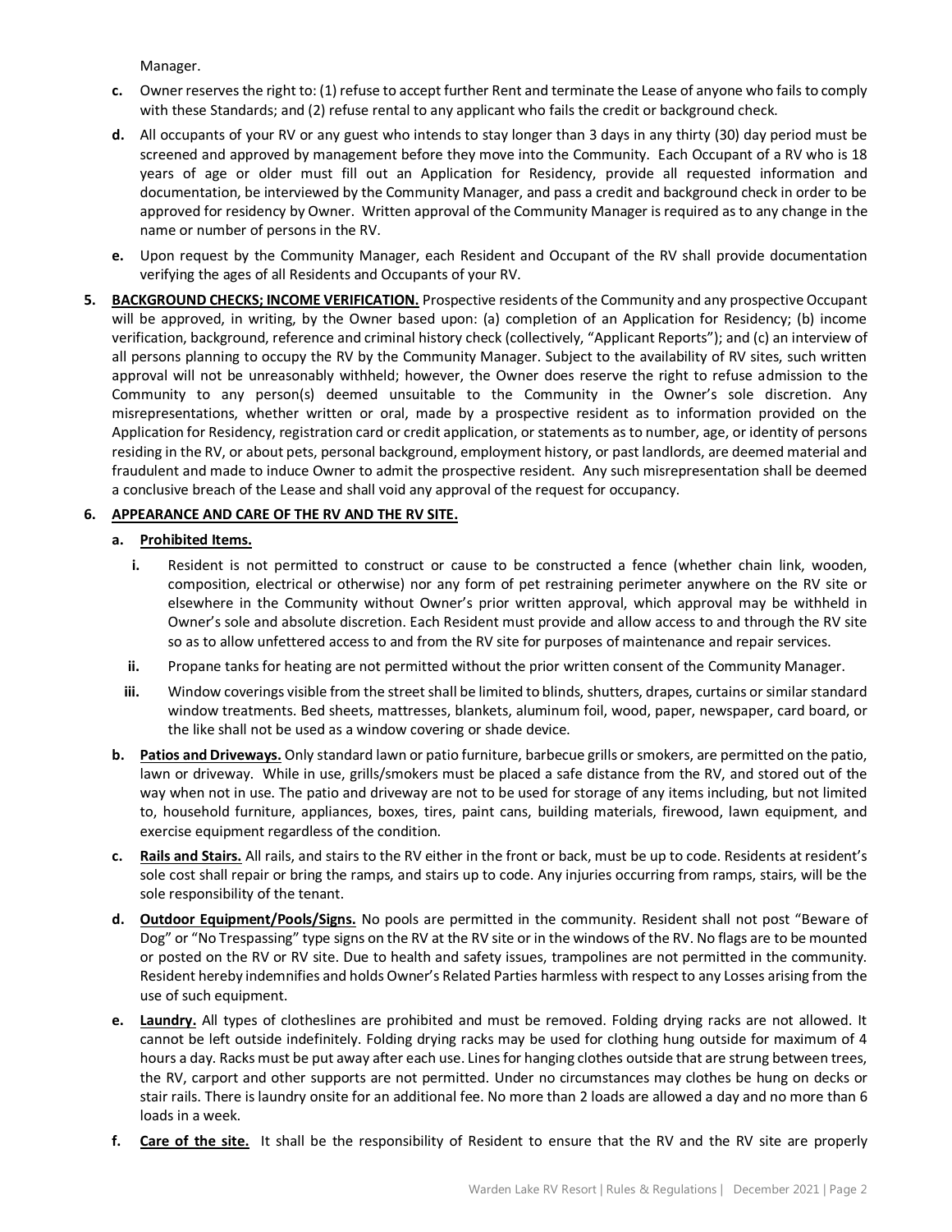Manager.

**c.** Owner reserves the right to: (1) refuse to accept further Rent and terminate the Lease of anyone who fails to comply with these Standards; and (2) refuse rental to any applicant who fails the credit or background check.

**d.** All occupants of your RV or any guest who intends to stay longer than 3 days in any thirty (30) day period must be screened and approved by management before they move into the Community. Each Occupant of a RV who is 18 years of age or older must fill out an Application for Residency, provide all requested information and documentation, be interviewed by the Community Manager, and pass a credit and background check in order to be approved for residency by Owner. Written approval of the Community Manager is required as to any change in the name or number of persons in the RV.

**e.** Upon request by the Community Manager, each Resident and Occupant of the RV shall provide documentation verifying the ages of all Residents and Occupants of your RV.

**5. BACKGROUND CHECKS; INCOME VERIFICATION.** Prospective residents of the Community and any prospective Occupant will be approved, in writing, by the Owner based upon: (a) completion of an Application for Residency; (b) income verification, background, reference and criminal history check (collectively, "Applicant Reports"); and (c) an interview of all persons planning to occupy the RV by the Community Manager. Subject to the availability of RV sites, such written approval will not be unreasonably withheld; however, the Owner does reserve the right to refuse admission to the Community to any person(s) deemed unsuitable to the Community in the Owner's sole discretion. Any misrepresentations, whether written or oral, made by a prospective resident as to information provided on the Application for Residency, registration card or credit application, or statements as to number, age, or identity of persons residing in the RV, or about pets, personal background, employment history, or past landlords, are deemed material and fraudulent and made to induce Owner to admit the prospective resident. Any such misrepresentation shall be deemed a conclusive breach of the Lease and shall void any approval of the request for occupancy.

**6. APPEARANCE AND CARE OF THE RV AND THE RV SITE.**

**a. Prohibited Items.**

i. Resident is not permitted to construct or cause to be constructed a fence (whether chain link, wooden, composition, electrical or otherwise) nor any form of pet restraining perimeter anywhere on the RV site or elsewhere in the Community without Owner's prior written approval, which approval may be withheld in Owner's sole and absolute discretion. Each Resident must provide and allow access to and through the RV site so as to allow unfettered access to and from the RV site for purposes of maintenance and repair services.

ii. Propane tanks for heating are not permitted without the prior written consent of the Community Manager.

iii. Window coverings visible from the street shall be limited to blinds, shutters, drapes, curtains or similar standard window treatments. Bed sheets, mattresses, blankets, aluminum foil, wood, paper, newspaper, card board, or the like shall not be used as a window covering or shade device.

**b. Patios and Driveways.** Only standard lawn or patio furniture, barbecue grills or smokers, are permitted on the patio, lawn or driveway. While in use, grills/smokers must be placed a safe distance from the RV, and stored out of the way when not in use. The patio and driveway are not to be used for storage of any items including, but not limited to, household furniture, appliances, boxes, tires, paint cans, building materials, firewood, lawn equipment, and exercise equipment regardless of the condition.

**c. Rails and Stairs.** All rails, and stairs to the RV either in the front or back, must be up to code. Residents at resident's sole cost shall repair or bring the ramps, and stairs up to code. Any injuries occurring from ramps, stairs, will be the sole responsibility of the tenant.

**d. Outdoor Equipment/Pools/Signs.** No pools are permitted in the community. Resident shall not post "Beware of Dog" or "No Trespassing" type signs on the RV at the RV site or in the windows of the RV. No flags are to be mounted or posted on the RV or RV site. Due to health and safety issues, trampolines are not permitted in the community. Resident hereby indemnifies and holds Owner's Related Parties harmless with respect to any Losses arising from the use of such equipment.

**e. Laundry.** All types of clotheslines are prohibited and must be removed. Folding drying racks are not allowed. It cannot be left outside indefinitely. Folding drying racks may be used for clothing hung outside for maximum of 4 hours a day. Racks must be put away after each use. Lines for hanging clothes outside that are strung between trees, the RV, carport and other supports are not permitted. Under no circumstances may clothes be hung on decks or stair rails. There is laundry onsite for an additional fee. No more than 2 loads are allowed a day and no more than 6 loads in a week.

**f. Care of the site.** It shall be the responsibility of Resident to ensure that the RV and the RV site are properly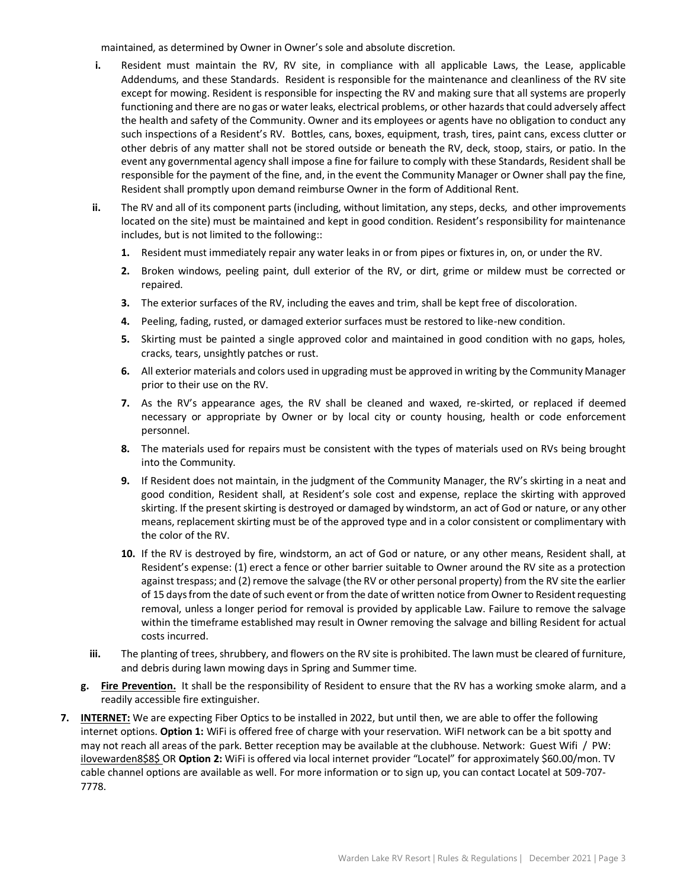maintained, as determined by Owner in Owner's sole and absolute discretion.

- **i.** Resident must maintain the RV, RV site, in compliance with all applicable Laws, the Lease, applicable Addendums, and these Standards. Resident is responsible for the maintenance and cleanliness of the RV site except for mowing. Resident is responsible for inspecting the RV and making sure that all systems are properly functioning and there are no gas or water leaks, electrical problems, or other hazards that could adversely affect the health and safety of the Community. Owner and its employees or agents have no obligation to conduct any such inspections of a Resident's RV. Bottles, cans, boxes, equipment, trash, tires, paint cans, excess clutter or other debris of any matter shall not be stored outside or beneath the RV, deck, stoop, stairs, or patio. In the event any governmental agency shall impose a fine for failure to comply with these Standards, Resident shall be responsible for the payment of the fine, and, in the event the Community Manager or Owner shall pay the fine, Resident shall promptly upon demand reimburse Owner in the form of Additional Rent.
- **ii.** The RV and all of its component parts (including, without limitation, any steps, decks, and other improvements located on the site) must be maintained and kept in good condition. Resident's responsibility for maintenance includes, but is not limited to the following::
  1. Resident must immediately repair any water leaks in or from pipes or fixtures in, on, or under the RV.
  2. Broken windows, peeling paint, dull exterior of the RV, or dirt, grime or mildew must be corrected or repaired.
  3. The exterior surfaces of the RV, including the eaves and trim, shall be kept free of discoloration.
  4. Peeling, fading, rusted, or damaged exterior surfaces must be restored to like-new condition.
  5. Skirting must be painted a single approved color and maintained in good condition with no gaps, holes, cracks, tears, unsightly patches or rust.
  6. All exterior materials and colors used in upgrading must be approved in writing by the Community Manager prior to their use on the RV.
  7. As the RV's appearance ages, the RV shall be cleaned and waxed, re-skirted, or replaced if deemed necessary or appropriate by Owner or by local city or county housing, health or code enforcement personnel.
  8. The materials used for repairs must be consistent with the types of materials used on RVs being brought into the Community.
  9. If Resident does not maintain, in the judgment of the Community Manager, the RV's skirting in a neat and good condition, Resident shall, at Resident's sole cost and expense, replace the skirting with approved skirting. If the present skirting is destroyed or damaged by windstorm, an act of God or nature, or any other means, replacement skirting must be of the approved type and in a color consistent or complimentary with the color of the RV.
  10. If the RV is destroyed by fire, windstorm, an act of God or nature, or any other means, Resident shall, at Resident's expense: (1) erect a fence or other barrier suitable to Owner around the RV site as a protection against trespass; and (2) remove the salvage (the RV or other personal property) from the RV site the earlier of 15 days from the date of such event or from the date of written notice from Owner to Resident requesting removal, unless a longer period for removal is provided by applicable Law. Failure to remove the salvage within the timeframe established may result in Owner removing the salvage and billing Resident for actual costs incurred.
- **iii.** The planting of trees, shrubbery, and flowers on the RV site is prohibited. The lawn must be cleared of furniture, and debris during lawn mowing days in Spring and Summer time.

**g. Fire Prevention.** It shall be the responsibility of Resident to ensure that the RV has a working smoke alarm, and a readily accessible fire extinguisher.

**7. INTERNET:** We are expecting Fiber Optics to be installed in 2022, but until then, we are able to offer the following internet options. **Option 1:** WiFi is offered free of charge with your reservation. WiFI network can be a bit spotty and may not reach all areas of the park. Better reception may be available at the clubhouse. Network: Guest Wifi / PW: ilovewarden8$8$ OR **Option 2:** WiFi is offered via local internet provider "Locatel" for approximately $60.00/mon. TV cable channel options are available as well. For more information or to sign up, you can contact Locatel at 509-707-7778.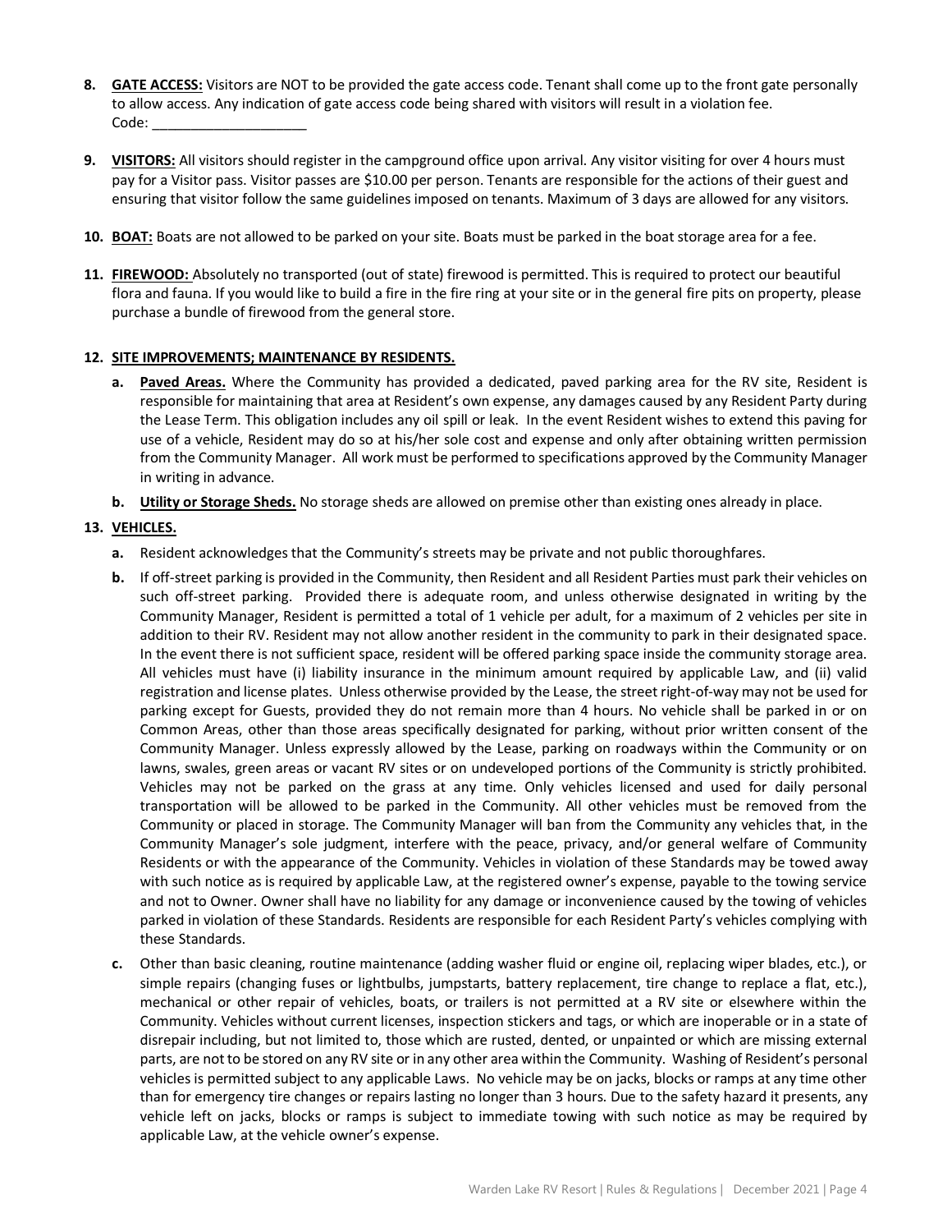8. **GATE ACCESS:** Visitors are NOT to be provided the gate access code. Tenant shall come up to the front gate personally to allow access. Any indication of gate access code being shared with visitors will result in a violation fee.
   Code: ____________________

9. **VISITORS:** All visitors should register in the campground office upon arrival. Any visitor visiting for over 4 hours must pay for a Visitor pass. Visitor passes are $10.00 per person. Tenants are responsible for the actions of their guest and ensuring that visitor follow the same guidelines imposed on tenants. Maximum of 3 days are allowed for any visitors.

10. **BOAT:** Boats are not allowed to be parked on your site. Boats must be parked in the boat storage area for a fee.

11. **FIREWOOD:** Absolutely no transported (out of state) firewood is permitted. This is required to protect our beautiful flora and fauna. If you would like to build a fire in the fire ring at your site or in the general fire pits on property, please purchase a bundle of firewood from the general store.

12. **SITE IMPROVEMENTS; MAINTENANCE BY RESIDENTS.**

    a. **Paved Areas.** Where the Community has provided a dedicated, paved parking area for the RV site, Resident is responsible for maintaining that area at Resident's own expense, any damages caused by any Resident Party during the Lease Term. This obligation includes any oil spill or leak. In the event Resident wishes to extend this paving for use of a vehicle, Resident may do so at his/her sole cost and expense and only after obtaining written permission from the Community Manager. All work must be performed to specifications approved by the Community Manager in writing in advance.

    b. **Utility or Storage Sheds.** No storage sheds are allowed on premise other than existing ones already in place.

13. **VEHICLES.**

    a. Resident acknowledges that the Community's streets may be private and not public thoroughfares.

    b. If off-street parking is provided in the Community, then Resident and all Resident Parties must park their vehicles on such off-street parking. Provided there is adequate room, and unless otherwise designated in writing by the Community Manager, Resident is permitted a total of 1 vehicle per adult, for a maximum of 2 vehicles per site in addition to their RV. Resident may not allow another resident in the community to park in their designated space. In the event there is not sufficient space, resident will be offered parking space inside the community storage area. All vehicles must have (i) liability insurance in the minimum amount required by applicable Law, and (ii) valid registration and license plates. Unless otherwise provided by the Lease, the street right-of-way may not be used for parking except for Guests, provided they do not remain more than 4 hours. No vehicle shall be parked in or on Common Areas, other than those areas specifically designated for parking, without prior written consent of the Community Manager. Unless expressly allowed by the Lease, parking on roadways within the Community or on lawns, swales, green areas or vacant RV sites or on undeveloped portions of the Community is strictly prohibited. Vehicles may not be parked on the grass at any time. Only vehicles licensed and used for daily personal transportation will be allowed to be parked in the Community. All other vehicles must be removed from the Community or placed in storage. The Community Manager will ban from the Community any vehicles that, in the Community Manager's sole judgment, interfere with the peace, privacy, and/or general welfare of Community Residents or with the appearance of the Community. Vehicles in violation of these Standards may be towed away with such notice as is required by applicable Law, at the registered owner's expense, payable to the towing service and not to Owner. Owner shall have no liability for any damage or inconvenience caused by the towing of vehicles parked in violation of these Standards. Residents are responsible for each Resident Party's vehicles complying with these Standards.

    c. Other than basic cleaning, routine maintenance (adding washer fluid or engine oil, replacing wiper blades, etc.), or simple repairs (changing fuses or lightbulbs, jumpstarts, battery replacement, tire change to replace a flat, etc.), mechanical or other repair of vehicles, boats, or trailers is not permitted at a RV site or elsewhere within the Community. Vehicles without current licenses, inspection stickers and tags, or which are inoperable or in a state of disrepair including, but not limited to, those which are rusted, dented, or unpainted or which are missing external parts, are not to be stored on any RV site or in any other area within the Community. Washing of Resident's personal vehicles is permitted subject to any applicable Laws. No vehicle may be on jacks, blocks or ramps at any time other than for emergency tire changes or repairs lasting no longer than 3 hours. Due to the safety hazard it presents, any vehicle left on jacks, blocks or ramps is subject to immediate towing with such notice as may be required by applicable Law, at the vehicle owner's expense.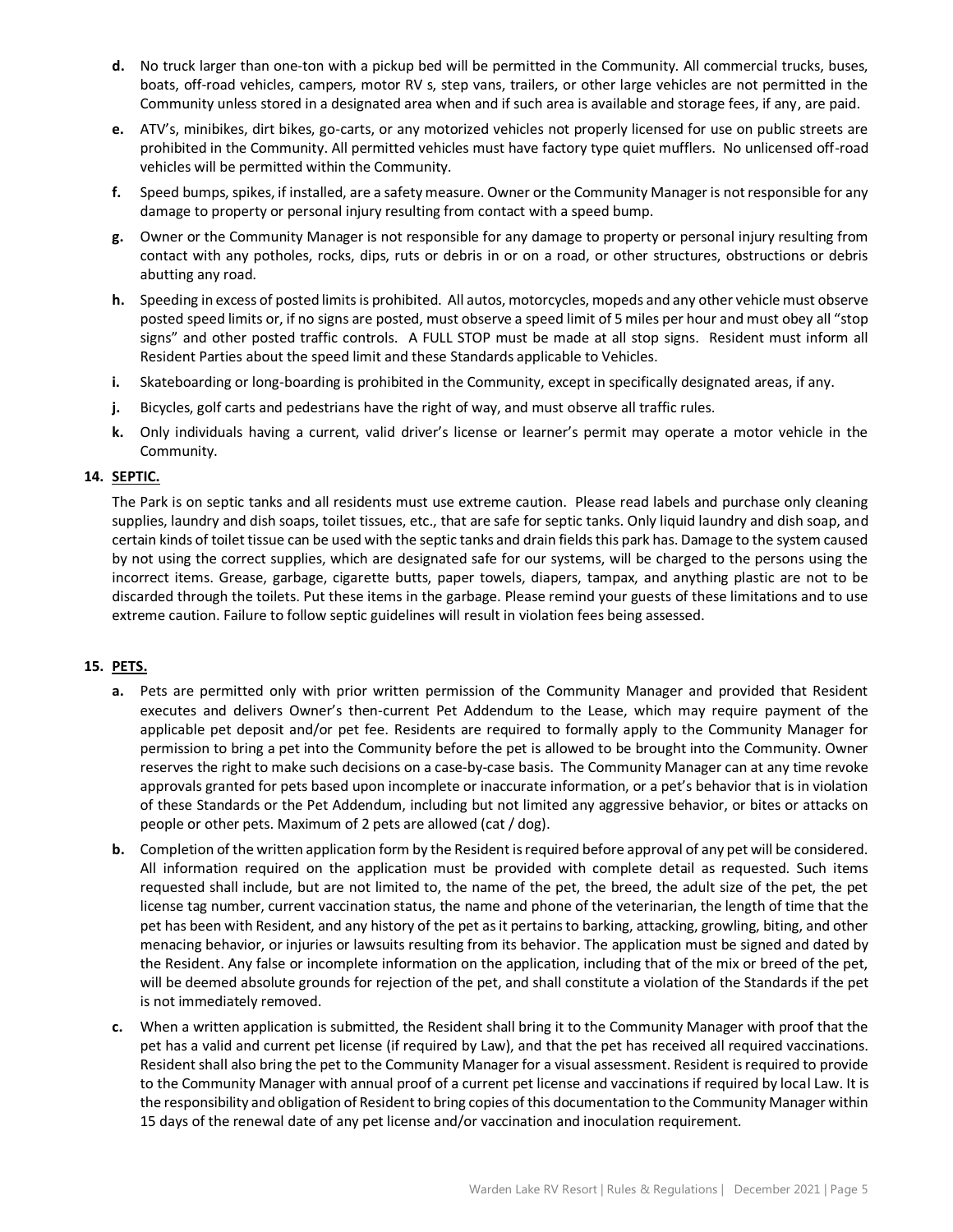**d.** No truck larger than one-ton with a pickup bed will be permitted in the Community. All commercial trucks, buses, boats, off-road vehicles, campers, motor RV s, step vans, trailers, or other large vehicles are not permitted in the Community unless stored in a designated area when and if such area is available and storage fees, if any, are paid.

**e.** ATV's, minibikes, dirt bikes, go-carts, or any motorized vehicles not properly licensed for use on public streets are prohibited in the Community. All permitted vehicles must have factory type quiet mufflers. No unlicensed off-road vehicles will be permitted within the Community.

**f.** Speed bumps, spikes, if installed, are a safety measure. Owner or the Community Manager is not responsible for any damage to property or personal injury resulting from contact with a speed bump.

**g.** Owner or the Community Manager is not responsible for any damage to property or personal injury resulting from contact with any potholes, rocks, dips, ruts or debris in or on a road, or other structures, obstructions or debris abutting any road.

**h.** Speeding in excess of posted limits is prohibited. All autos, motorcycles, mopeds and any other vehicle must observe posted speed limits or, if no signs are posted, must observe a speed limit of 5 miles per hour and must obey all "stop signs" and other posted traffic controls. A FULL STOP must be made at all stop signs. Resident must inform all Resident Parties about the speed limit and these Standards applicable to Vehicles.

**i.** Skateboarding or long-boarding is prohibited in the Community, except in specifically designated areas, if any.

**j.** Bicycles, golf carts and pedestrians have the right of way, and must observe all traffic rules.

**k.** Only individuals having a current, valid driver's license or learner's permit may operate a motor vehicle in the Community.

## 14. SEPTIC.

The Park is on septic tanks and all residents must use extreme caution. Please read labels and purchase only cleaning supplies, laundry and dish soaps, toilet tissues, etc., that are safe for septic tanks. Only liquid laundry and dish soap, and certain kinds of toilet tissue can be used with the septic tanks and drain fields this park has. Damage to the system caused by not using the correct supplies, which are designated safe for our systems, will be charged to the persons using the incorrect items. Grease, garbage, cigarette butts, paper towels, diapers, tampax, and anything plastic are not to be discarded through the toilets. Put these items in the garbage. Please remind your guests of these limitations and to use extreme caution. Failure to follow septic guidelines will result in violation fees being assessed.

## 15. PETS.

**a.** Pets are permitted only with prior written permission of the Community Manager and provided that Resident executes and delivers Owner's then-current Pet Addendum to the Lease, which may require payment of the applicable pet deposit and/or pet fee. Residents are required to formally apply to the Community Manager for permission to bring a pet into the Community before the pet is allowed to be brought into the Community. Owner reserves the right to make such decisions on a case-by-case basis. The Community Manager can at any time revoke approvals granted for pets based upon incomplete or inaccurate information, or a pet's behavior that is in violation of these Standards or the Pet Addendum, including but not limited any aggressive behavior, or bites or attacks on people or other pets. Maximum of 2 pets are allowed (cat / dog).

**b.** Completion of the written application form by the Resident is required before approval of any pet will be considered. All information required on the application must be provided with complete detail as requested. Such items requested shall include, but are not limited to, the name of the pet, the breed, the adult size of the pet, the pet license tag number, current vaccination status, the name and phone of the veterinarian, the length of time that the pet has been with Resident, and any history of the pet as it pertains to barking, attacking, growling, biting, and other menacing behavior, or injuries or lawsuits resulting from its behavior. The application must be signed and dated by the Resident. Any false or incomplete information on the application, including that of the mix or breed of the pet, will be deemed absolute grounds for rejection of the pet, and shall constitute a violation of the Standards if the pet is not immediately removed.

**c.** When a written application is submitted, the Resident shall bring it to the Community Manager with proof that the pet has a valid and current pet license (if required by Law), and that the pet has received all required vaccinations. Resident shall also bring the pet to the Community Manager for a visual assessment. Resident is required to provide to the Community Manager with annual proof of a current pet license and vaccinations if required by local Law. It is the responsibility and obligation of Resident to bring copies of this documentation to the Community Manager within 15 days of the renewal date of any pet license and/or vaccination and inoculation requirement.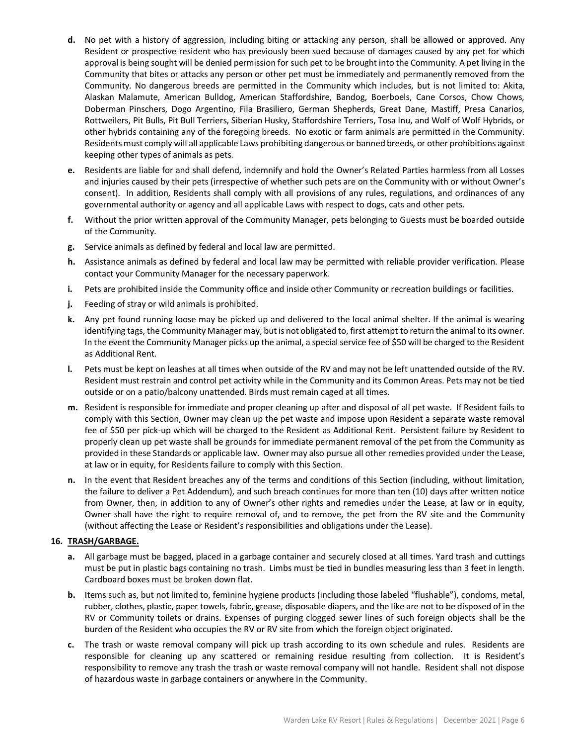**d.** No pet with a history of aggression, including biting or attacking any person, shall be allowed or approved. Any Resident or prospective resident who has previously been sued because of damages caused by any pet for which approval is being sought will be denied permission for such pet to be brought into the Community. A pet living in the Community that bites or attacks any person or other pet must be immediately and permanently removed from the Community. No dangerous breeds are permitted in the Community which includes, but is not limited to: Akita, Alaskan Malamute, American Bulldog, American Staffordshire, Bandog, Boerboels, Cane Corsos, Chow Chows, Doberman Pinschers, Dogo Argentino, Fila Brasiliero, German Shepherds, Great Dane, Mastiff, Presa Canarios, Rottweilers, Pit Bulls, Pit Bull Terriers, Siberian Husky, Staffordshire Terriers, Tosa Inu, and Wolf of Wolf Hybrids, or other hybrids containing any of the foregoing breeds. No exotic or farm animals are permitted in the Community. Residents must comply will all applicable Laws prohibiting dangerous or banned breeds, or other prohibitions against keeping other types of animals as pets.

**e.** Residents are liable for and shall defend, indemnify and hold the Owner's Related Parties harmless from all Losses and injuries caused by their pets (irrespective of whether such pets are on the Community with or without Owner's consent). In addition, Residents shall comply with all provisions of any rules, regulations, and ordinances of any governmental authority or agency and all applicable Laws with respect to dogs, cats and other pets.

**f.** Without the prior written approval of the Community Manager, pets belonging to Guests must be boarded outside of the Community.

**g.** Service animals as defined by federal and local law are permitted.

**h.** Assistance animals as defined by federal and local law may be permitted with reliable provider verification. Please contact your Community Manager for the necessary paperwork.

**i.** Pets are prohibited inside the Community office and inside other Community or recreation buildings or facilities.

**j.** Feeding of stray or wild animals is prohibited.

**k.** Any pet found running loose may be picked up and delivered to the local animal shelter. If the animal is wearing identifying tags, the Community Manager may, but is not obligated to, first attempt to return the animal to its owner. In the event the Community Manager picks up the animal, a special service fee of $50 will be charged to the Resident as Additional Rent.

**l.** Pets must be kept on leashes at all times when outside of the RV and may not be left unattended outside of the RV. Resident must restrain and control pet activity while in the Community and its Common Areas. Pets may not be tied outside or on a patio/balcony unattended. Birds must remain caged at all times.

**m.** Resident is responsible for immediate and proper cleaning up after and disposal of all pet waste. If Resident fails to comply with this Section, Owner may clean up the pet waste and impose upon Resident a separate waste removal fee of $50 per pick-up which will be charged to the Resident as Additional Rent. Persistent failure by Resident to properly clean up pet waste shall be grounds for immediate permanent removal of the pet from the Community as provided in these Standards or applicable law. Owner may also pursue all other remedies provided under the Lease, at law or in equity, for Residents failure to comply with this Section.

**n.** In the event that Resident breaches any of the terms and conditions of this Section (including, without limitation, the failure to deliver a Pet Addendum), and such breach continues for more than ten (10) days after written notice from Owner, then, in addition to any of Owner's other rights and remedies under the Lease, at law or in equity, Owner shall have the right to require removal of, and to remove, the pet from the RV site and the Community (without affecting the Lease or Resident's responsibilities and obligations under the Lease).

## 16. TRASH/GARBAGE.

**a.** All garbage must be bagged, placed in a garbage container and securely closed at all times. Yard trash and cuttings must be put in plastic bags containing no trash. Limbs must be tied in bundles measuring less than 3 feet in length. Cardboard boxes must be broken down flat.

**b.** Items such as, but not limited to, feminine hygiene products (including those labeled "flushable"), condoms, metal, rubber, clothes, plastic, paper towels, fabric, grease, disposable diapers, and the like are not to be disposed of in the RV or Community toilets or drains. Expenses of purging clogged sewer lines of such foreign objects shall be the burden of the Resident who occupies the RV or RV site from which the foreign object originated.

**c.** The trash or waste removal company will pick up trash according to its own schedule and rules. Residents are responsible for cleaning up any scattered or remaining residue resulting from collection. It is Resident's responsibility to remove any trash the trash or waste removal company will not handle. Resident shall not dispose of hazardous waste in garbage containers or anywhere in the Community.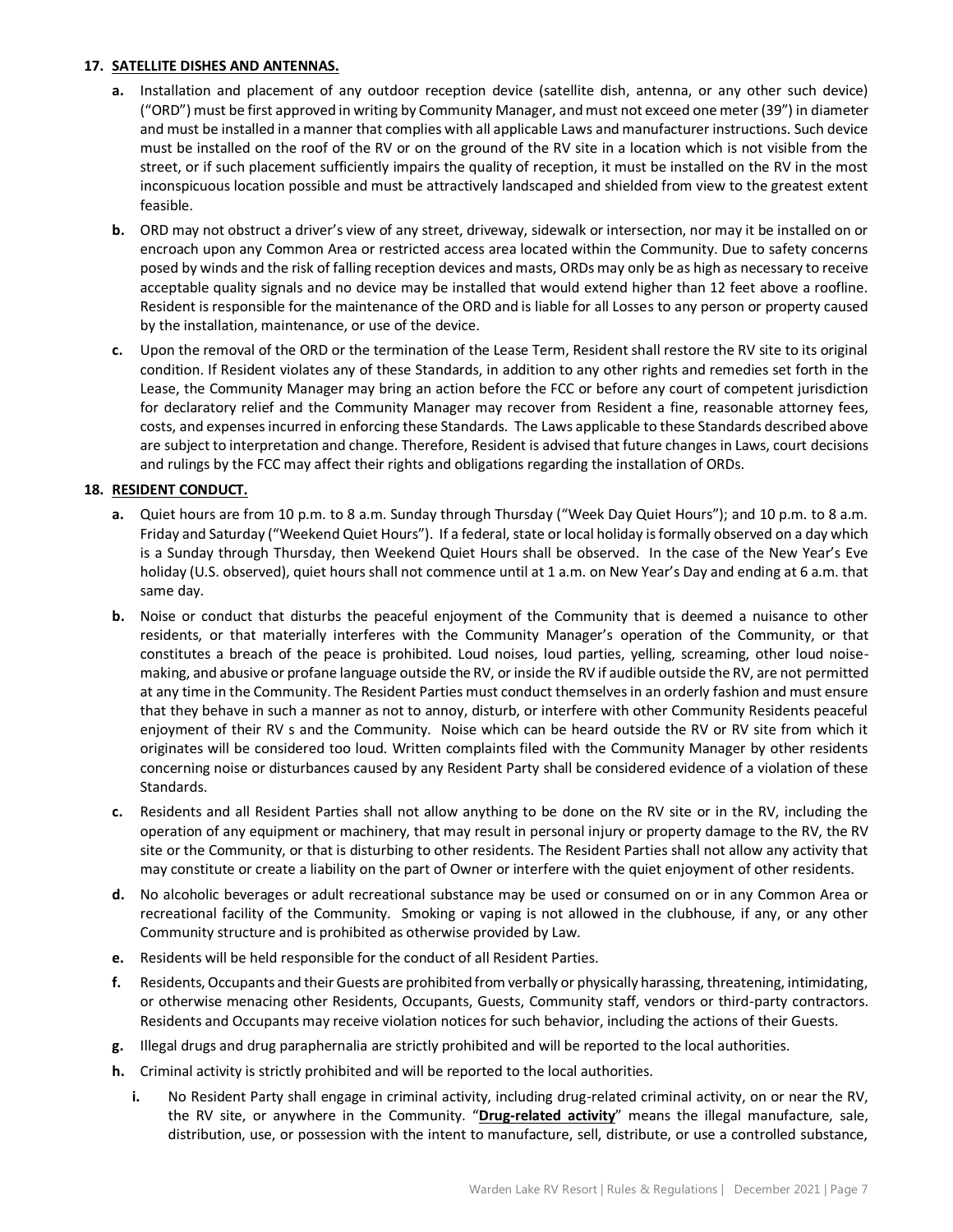## 17. SATELLITE DISHES AND ANTENNAS.

**a.** Installation and placement of any outdoor reception device (satellite dish, antenna, or any other such device) ("ORD") must be first approved in writing by Community Manager, and must not exceed one meter (39") in diameter and must be installed in a manner that complies with all applicable Laws and manufacturer instructions. Such device must be installed on the roof of the RV or on the ground of the RV site in a location which is not visible from the street, or if such placement sufficiently impairs the quality of reception, it must be installed on the RV in the most inconspicuous location possible and must be attractively landscaped and shielded from view to the greatest extent feasible.

**b.** ORD may not obstruct a driver's view of any street, driveway, sidewalk or intersection, nor may it be installed on or encroach upon any Common Area or restricted access area located within the Community. Due to safety concerns posed by winds and the risk of falling reception devices and masts, ORDs may only be as high as necessary to receive acceptable quality signals and no device may be installed that would extend higher than 12 feet above a roofline. Resident is responsible for the maintenance of the ORD and is liable for all Losses to any person or property caused by the installation, maintenance, or use of the device.

**c.** Upon the removal of the ORD or the termination of the Lease Term, Resident shall restore the RV site to its original condition. If Resident violates any of these Standards, in addition to any other rights and remedies set forth in the Lease, the Community Manager may bring an action before the FCC or before any court of competent jurisdiction for declaratory relief and the Community Manager may recover from Resident a fine, reasonable attorney fees, costs, and expenses incurred in enforcing these Standards. The Laws applicable to these Standards described above are subject to interpretation and change. Therefore, Resident is advised that future changes in Laws, court decisions and rulings by the FCC may affect their rights and obligations regarding the installation of ORDs.

## 18. RESIDENT CONDUCT.

**a.** Quiet hours are from 10 p.m. to 8 a.m. Sunday through Thursday ("Week Day Quiet Hours"); and 10 p.m. to 8 a.m. Friday and Saturday ("Weekend Quiet Hours"). If a federal, state or local holiday is formally observed on a day which is a Sunday through Thursday, then Weekend Quiet Hours shall be observed. In the case of the New Year's Eve holiday (U.S. observed), quiet hours shall not commence until at 1 a.m. on New Year's Day and ending at 6 a.m. that same day.

**b.** Noise or conduct that disturbs the peaceful enjoyment of the Community that is deemed a nuisance to other residents, or that materially interferes with the Community Manager's operation of the Community, or that constitutes a breach of the peace is prohibited. Loud noises, loud parties, yelling, screaming, other loud noise-making, and abusive or profane language outside the RV, or inside the RV if audible outside the RV, are not permitted at any time in the Community. The Resident Parties must conduct themselves in an orderly fashion and must ensure that they behave in such a manner as not to annoy, disturb, or interfere with other Community Residents peaceful enjoyment of their RV s and the Community. Noise which can be heard outside the RV or RV site from which it originates will be considered too loud. Written complaints filed with the Community Manager by other residents concerning noise or disturbances caused by any Resident Party shall be considered evidence of a violation of these Standards.

**c.** Residents and all Resident Parties shall not allow anything to be done on the RV site or in the RV, including the operation of any equipment or machinery, that may result in personal injury or property damage to the RV, the RV site or the Community, or that is disturbing to other residents. The Resident Parties shall not allow any activity that may constitute or create a liability on the part of Owner or interfere with the quiet enjoyment of other residents.

**d.** No alcoholic beverages or adult recreational substance may be used or consumed on or in any Common Area or recreational facility of the Community. Smoking or vaping is not allowed in the clubhouse, if any, or any other Community structure and is prohibited as otherwise provided by Law.

**e.** Residents will be held responsible for the conduct of all Resident Parties.

**f.** Residents, Occupants and their Guests are prohibited from verbally or physically harassing, threatening, intimidating, or otherwise menacing other Residents, Occupants, Guests, Community staff, vendors or third-party contractors. Residents and Occupants may receive violation notices for such behavior, including the actions of their Guests.

**g.** Illegal drugs and drug paraphernalia are strictly prohibited and will be reported to the local authorities.

**h.** Criminal activity is strictly prohibited and will be reported to the local authorities.

**i.** No Resident Party shall engage in criminal activity, including drug-related criminal activity, on or near the RV, the RV site, or anywhere in the Community. "**Drug-related activity**" means the illegal manufacture, sale, distribution, use, or possession with the intent to manufacture, sell, distribute, or use a controlled substance,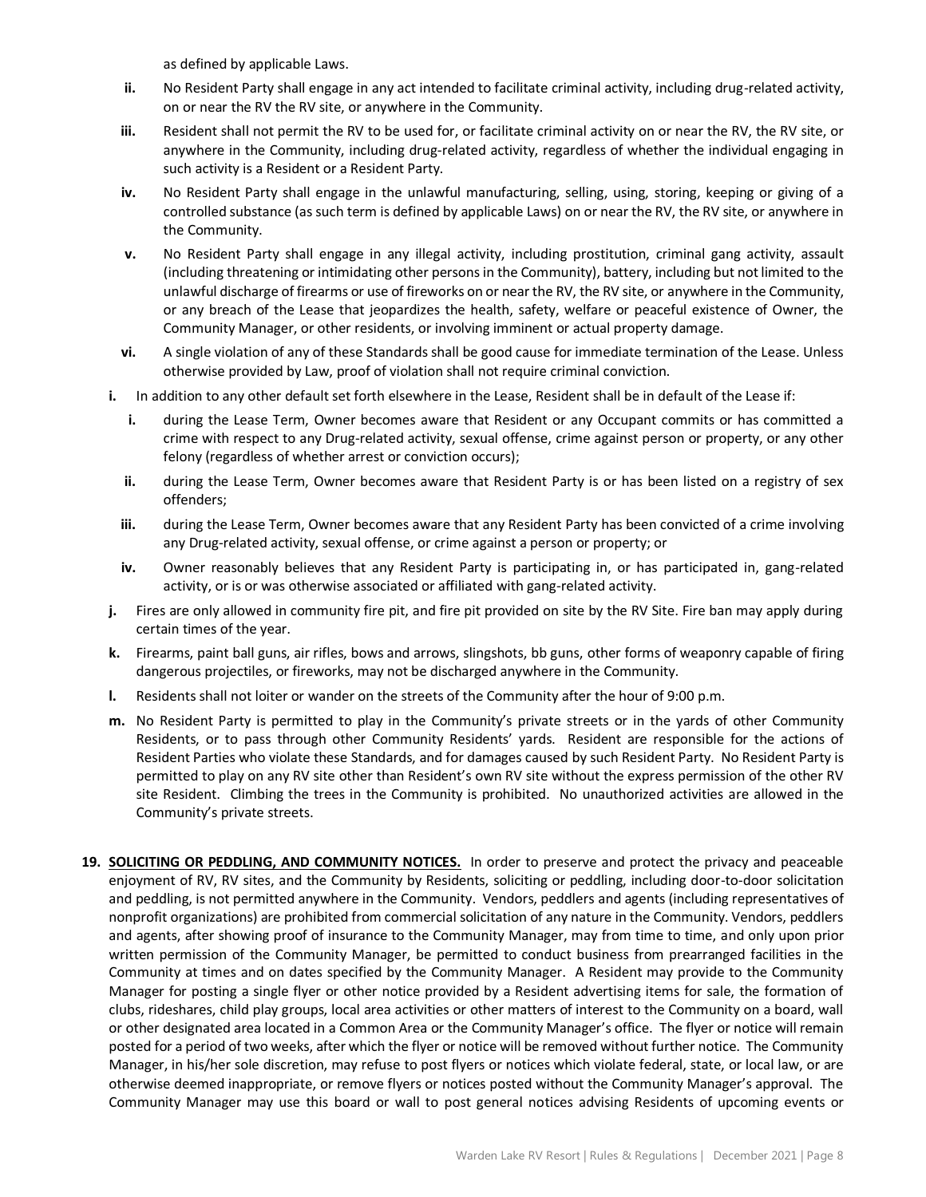as defined by applicable Laws.

ii. No Resident Party shall engage in any act intended to facilitate criminal activity, including drug-related activity, on or near the RV the RV site, or anywhere in the Community.

iii. Resident shall not permit the RV to be used for, or facilitate criminal activity on or near the RV, the RV site, or anywhere in the Community, including drug-related activity, regardless of whether the individual engaging in such activity is a Resident or a Resident Party.

iv. No Resident Party shall engage in the unlawful manufacturing, selling, using, storing, keeping or giving of a controlled substance (as such term is defined by applicable Laws) on or near the RV, the RV site, or anywhere in the Community.

v. No Resident Party shall engage in any illegal activity, including prostitution, criminal gang activity, assault (including threatening or intimidating other persons in the Community), battery, including but not limited to the unlawful discharge of firearms or use of fireworks on or near the RV, the RV site, or anywhere in the Community, or any breach of the Lease that jeopardizes the health, safety, welfare or peaceful existence of Owner, the Community Manager, or other residents, or involving imminent or actual property damage.

vi. A single violation of any of these Standards shall be good cause for immediate termination of the Lease. Unless otherwise provided by Law, proof of violation shall not require criminal conviction.

**i.** In addition to any other default set forth elsewhere in the Lease, Resident shall be in default of the Lease if:

i. during the Lease Term, Owner becomes aware that Resident or any Occupant commits or has committed a crime with respect to any Drug-related activity, sexual offense, crime against person or property, or any other felony (regardless of whether arrest or conviction occurs);

ii. during the Lease Term, Owner becomes aware that Resident Party is or has been listed on a registry of sex offenders;

iii. during the Lease Term, Owner becomes aware that any Resident Party has been convicted of a crime involving any Drug-related activity, sexual offense, or crime against a person or property; or

iv. Owner reasonably believes that any Resident Party is participating in, or has participated in, gang-related activity, or is or was otherwise associated or affiliated with gang-related activity.

**j.** Fires are only allowed in community fire pit, and fire pit provided on site by the RV Site. Fire ban may apply during certain times of the year.

**k.** Firearms, paint ball guns, air rifles, bows and arrows, slingshots, bb guns, other forms of weaponry capable of firing dangerous projectiles, or fireworks, may not be discharged anywhere in the Community.

**l.** Residents shall not loiter or wander on the streets of the Community after the hour of 9:00 p.m.

**m.** No Resident Party is permitted to play in the Community's private streets or in the yards of other Community Residents, or to pass through other Community Residents' yards. Resident are responsible for the actions of Resident Parties who violate these Standards, and for damages caused by such Resident Party. No Resident Party is permitted to play on any RV site other than Resident's own RV site without the express permission of the other RV site Resident. Climbing the trees in the Community is prohibited. No unauthorized activities are allowed in the Community's private streets.

**19. SOLICITING OR PEDDLING, AND COMMUNITY NOTICES.** In order to preserve and protect the privacy and peaceable enjoyment of RV, RV sites, and the Community by Residents, soliciting or peddling, including door-to-door solicitation and peddling, is not permitted anywhere in the Community. Vendors, peddlers and agents (including representatives of nonprofit organizations) are prohibited from commercial solicitation of any nature in the Community. Vendors, peddlers and agents, after showing proof of insurance to the Community Manager, may from time to time, and only upon prior written permission of the Community Manager, be permitted to conduct business from prearranged facilities in the Community at times and on dates specified by the Community Manager. A Resident may provide to the Community Manager for posting a single flyer or other notice provided by a Resident advertising items for sale, the formation of clubs, rideshares, child play groups, local area activities or other matters of interest to the Community on a board, wall or other designated area located in a Common Area or the Community Manager's office. The flyer or notice will remain posted for a period of two weeks, after which the flyer or notice will be removed without further notice. The Community Manager, in his/her sole discretion, may refuse to post flyers or notices which violate federal, state, or local law, or are otherwise deemed inappropriate, or remove flyers or notices posted without the Community Manager's approval. The Community Manager may use this board or wall to post general notices advising Residents of upcoming events or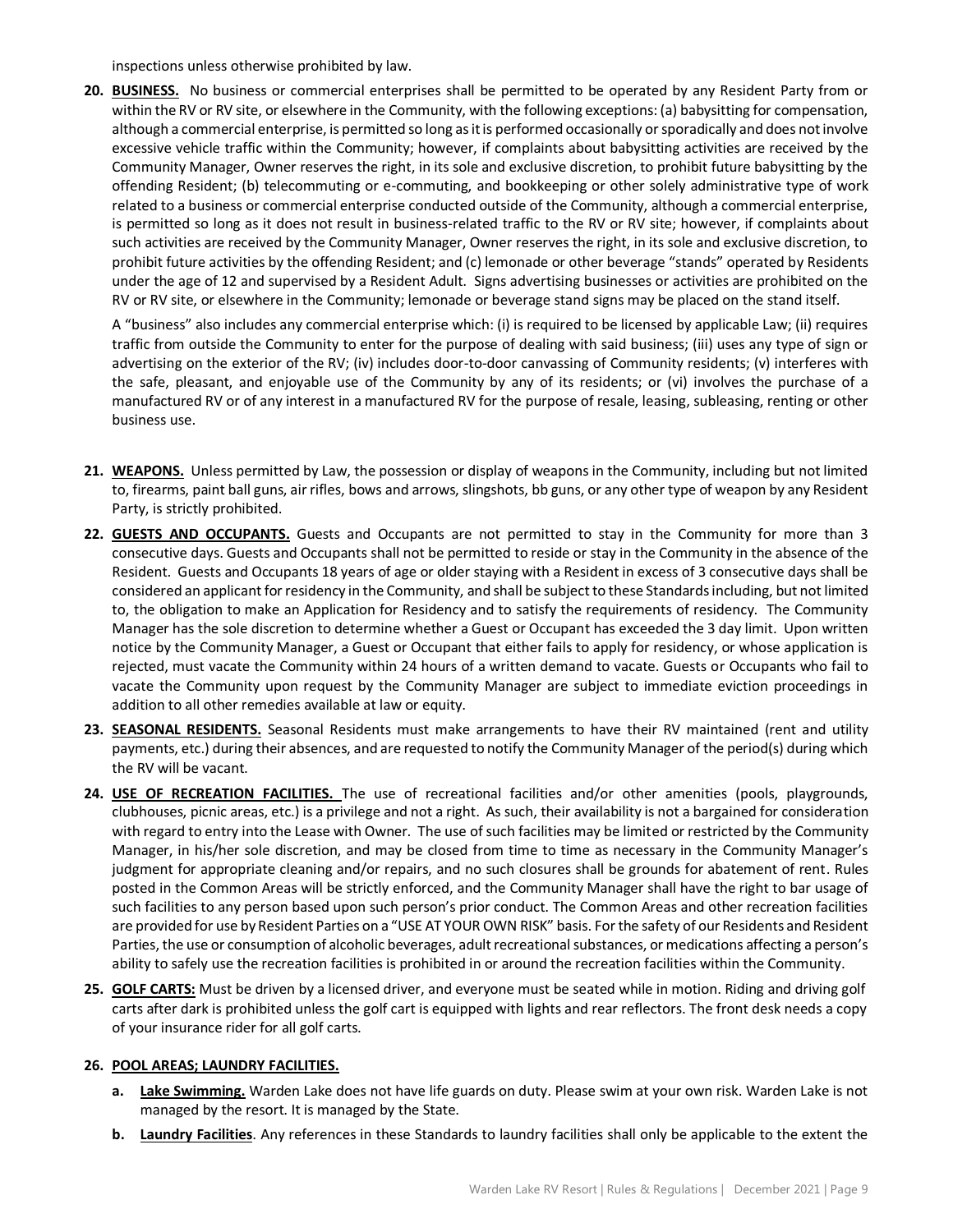inspections unless otherwise prohibited by law.

20. **BUSINESS.** No business or commercial enterprises shall be permitted to be operated by any Resident Party from or within the RV or RV site, or elsewhere in the Community, with the following exceptions: (a) babysitting for compensation, although a commercial enterprise, is permitted so long as it is performed occasionally or sporadically and does not involve excessive vehicle traffic within the Community; however, if complaints about babysitting activities are received by the Community Manager, Owner reserves the right, in its sole and exclusive discretion, to prohibit future babysitting by the offending Resident; (b) telecommuting or e-commuting, and bookkeeping or other solely administrative type of work related to a business or commercial enterprise conducted outside of the Community, although a commercial enterprise, is permitted so long as it does not result in business-related traffic to the RV or RV site; however, if complaints about such activities are received by the Community Manager, Owner reserves the right, in its sole and exclusive discretion, to prohibit future activities by the offending Resident; and (c) lemonade or other beverage "stands" operated by Residents under the age of 12 and supervised by a Resident Adult. Signs advertising businesses or activities are prohibited on the RV or RV site, or elsewhere in the Community; lemonade or beverage stand signs may be placed on the stand itself.

    A "business" also includes any commercial enterprise which: (i) is required to be licensed by applicable Law; (ii) requires traffic from outside the Community to enter for the purpose of dealing with said business; (iii) uses any type of sign or advertising on the exterior of the RV; (iv) includes door-to-door canvassing of Community residents; (v) interferes with the safe, pleasant, and enjoyable use of the Community by any of its residents; or (vi) involves the purchase of a manufactured RV or of any interest in a manufactured RV for the purpose of resale, leasing, subleasing, renting or other business use.

21. **WEAPONS.** Unless permitted by Law, the possession or display of weapons in the Community, including but not limited to, firearms, paint ball guns, air rifles, bows and arrows, slingshots, bb guns, or any other type of weapon by any Resident Party, is strictly prohibited.

22. **GUESTS AND OCCUPANTS.** Guests and Occupants are not permitted to stay in the Community for more than 3 consecutive days. Guests and Occupants shall not be permitted to reside or stay in the Community in the absence of the Resident. Guests and Occupants 18 years of age or older staying with a Resident in excess of 3 consecutive days shall be considered an applicant for residency in the Community, and shall be subject to these Standards including, but not limited to, the obligation to make an Application for Residency and to satisfy the requirements of residency. The Community Manager has the sole discretion to determine whether a Guest or Occupant has exceeded the 3 day limit. Upon written notice by the Community Manager, a Guest or Occupant that either fails to apply for residency, or whose application is rejected, must vacate the Community within 24 hours of a written demand to vacate. Guests or Occupants who fail to vacate the Community upon request by the Community Manager are subject to immediate eviction proceedings in addition to all other remedies available at law or equity.

23. **SEASONAL RESIDENTS.** Seasonal Residents must make arrangements to have their RV maintained (rent and utility payments, etc.) during their absences, and are requested to notify the Community Manager of the period(s) during which the RV will be vacant.

24. **USE OF RECREATION FACILITIES.** The use of recreational facilities and/or other amenities (pools, playgrounds, clubhouses, picnic areas, etc.) is a privilege and not a right. As such, their availability is not a bargained for consideration with regard to entry into the Lease with Owner. The use of such facilities may be limited or restricted by the Community Manager, in his/her sole discretion, and may be closed from time to time as necessary in the Community Manager's judgment for appropriate cleaning and/or repairs, and no such closures shall be grounds for abatement of rent. Rules posted in the Common Areas will be strictly enforced, and the Community Manager shall have the right to bar usage of such facilities to any person based upon such person's prior conduct. The Common Areas and other recreation facilities are provided for use by Resident Parties on a "USE AT YOUR OWN RISK" basis. For the safety of our Residents and Resident Parties, the use or consumption of alcoholic beverages, adult recreational substances, or medications affecting a person's ability to safely use the recreation facilities is prohibited in or around the recreation facilities within the Community.

25. **GOLF CARTS:** Must be driven by a licensed driver, and everyone must be seated while in motion. Riding and driving golf carts after dark is prohibited unless the golf cart is equipped with lights and rear reflectors. The front desk needs a copy of your insurance rider for all golf carts.

26. **POOL AREAS; LAUNDRY FACILITIES.**

    a. **Lake Swimming.** Warden Lake does not have life guards on duty. Please swim at your own risk. Warden Lake is not managed by the resort. It is managed by the State.

    b. **Laundry Facilities**. Any references in these Standards to laundry facilities shall only be applicable to the extent the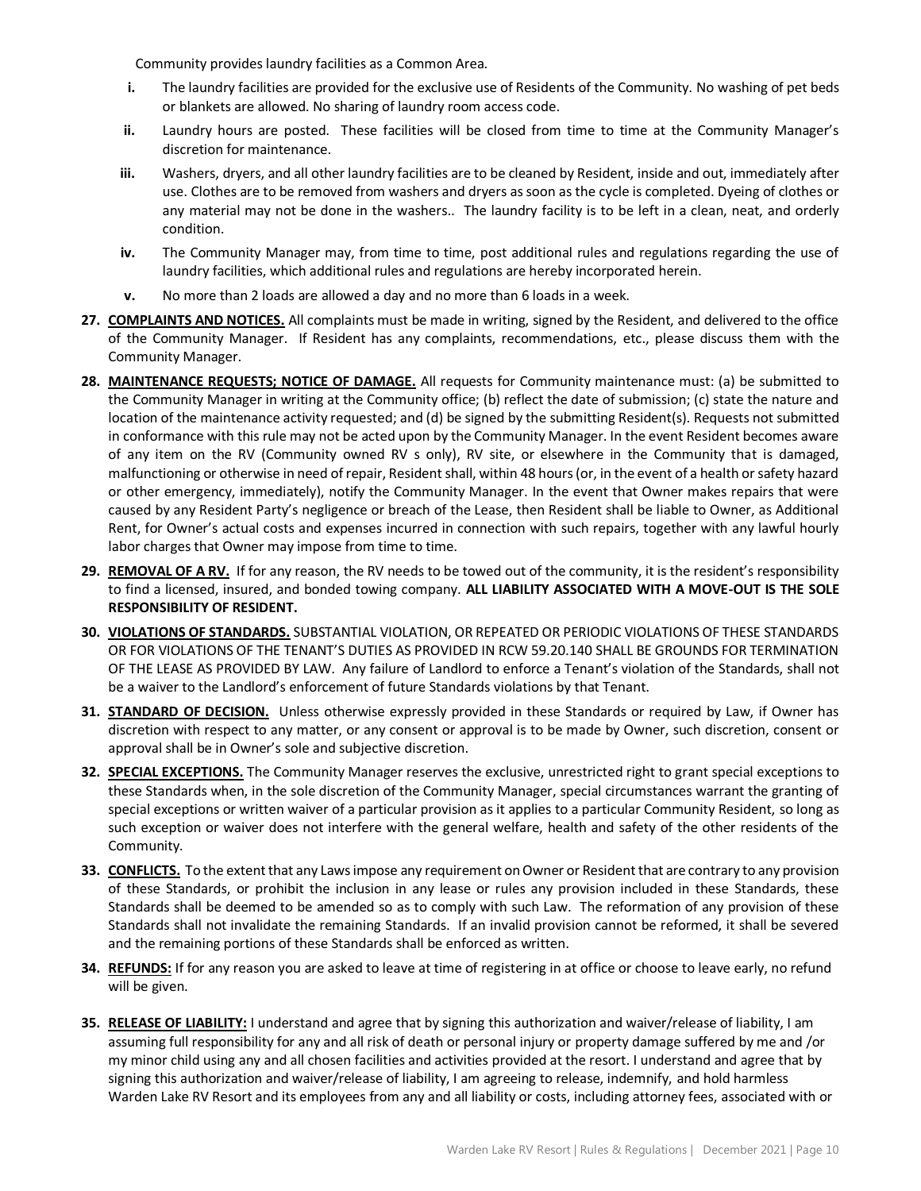Community provides laundry facilities as a Common Area.

i. The laundry facilities are provided for the exclusive use of Residents of the Community. No washing of pet beds or blankets are allowed. No sharing of laundry room access code.

ii. Laundry hours are posted. These facilities will be closed from time to time at the Community Manager's discretion for maintenance.

iii. Washers, dryers, and all other laundry facilities are to be cleaned by Resident, inside and out, immediately after use. Clothes are to be removed from washers and dryers as soon as the cycle is completed. Dyeing of clothes or any material may not be done in the washers.. The laundry facility is to be left in a clean, neat, and orderly condition.

iv. The Community Manager may, from time to time, post additional rules and regulations regarding the use of laundry facilities, which additional rules and regulations are hereby incorporated herein.

v. No more than 2 loads are allowed a day and no more than 6 loads in a week.

**27. COMPLAINTS AND NOTICES.** All complaints must be made in writing, signed by the Resident, and delivered to the office of the Community Manager. If Resident has any complaints, recommendations, etc., please discuss them with the Community Manager.

**28. MAINTENANCE REQUESTS; NOTICE OF DAMAGE.** All requests for Community maintenance must: (a) be submitted to the Community Manager in writing at the Community office; (b) reflect the date of submission; (c) state the nature and location of the maintenance activity requested; and (d) be signed by the submitting Resident(s). Requests not submitted in conformance with this rule may not be acted upon by the Community Manager. In the event Resident becomes aware of any item on the RV (Community owned RV s only), RV site, or elsewhere in the Community that is damaged, malfunctioning or otherwise in need of repair, Resident shall, within 48 hours (or, in the event of a health or safety hazard or other emergency, immediately), notify the Community Manager. In the event that Owner makes repairs that were caused by any Resident Party's negligence or breach of the Lease, then Resident shall be liable to Owner, as Additional Rent, for Owner's actual costs and expenses incurred in connection with such repairs, together with any lawful hourly labor charges that Owner may impose from time to time.

**29. REMOVAL OF A RV.** If for any reason, the RV needs to be towed out of the community, it is the resident's responsibility to find a licensed, insured, and bonded towing company. **ALL LIABILITY ASSOCIATED WITH A MOVE-OUT IS THE SOLE RESPONSIBILITY OF RESIDENT.**

**30. VIOLATIONS OF STANDARDS.** SUBSTANTIAL VIOLATION, OR REPEATED OR PERIODIC VIOLATIONS OF THESE STANDARDS OR FOR VIOLATIONS OF THE TENANT'S DUTIES AS PROVIDED IN RCW 59.20.140 SHALL BE GROUNDS FOR TERMINATION OF THE LEASE AS PROVIDED BY LAW. Any failure of Landlord to enforce a Tenant's violation of the Standards, shall not be a waiver to the Landlord's enforcement of future Standards violations by that Tenant.

**31. STANDARD OF DECISION.** Unless otherwise expressly provided in these Standards or required by Law, if Owner has discretion with respect to any matter, or any consent or approval is to be made by Owner, such discretion, consent or approval shall be in Owner's sole and subjective discretion.

**32. SPECIAL EXCEPTIONS.** The Community Manager reserves the exclusive, unrestricted right to grant special exceptions to these Standards when, in the sole discretion of the Community Manager, special circumstances warrant the granting of special exceptions or written waiver of a particular provision as it applies to a particular Community Resident, so long as such exception or waiver does not interfere with the general welfare, health and safety of the other residents of the Community.

**33. CONFLICTS.** To the extent that any Laws impose any requirement on Owner or Resident that are contrary to any provision of these Standards, or prohibit the inclusion in any lease or rules any provision included in these Standards, these Standards shall be deemed to be amended so as to comply with such Law. The reformation of any provision of these Standards shall not invalidate the remaining Standards. If an invalid provision cannot be reformed, it shall be severed and the remaining portions of these Standards shall be enforced as written.

**34. REFUNDS:** If for any reason you are asked to leave at time of registering in at office or choose to leave early, no refund will be given.

**35. RELEASE OF LIABILITY:** I understand and agree that by signing this authorization and waiver/release of liability, I am assuming full responsibility for any and all risk of death or personal injury or property damage suffered by me and /or my minor child using any and all chosen facilities and activities provided at the resort. I understand and agree that by signing this authorization and waiver/release of liability, I am agreeing to release, indemnify, and hold harmless Warden Lake RV Resort and its employees from any and all liability or costs, including attorney fees, associated with or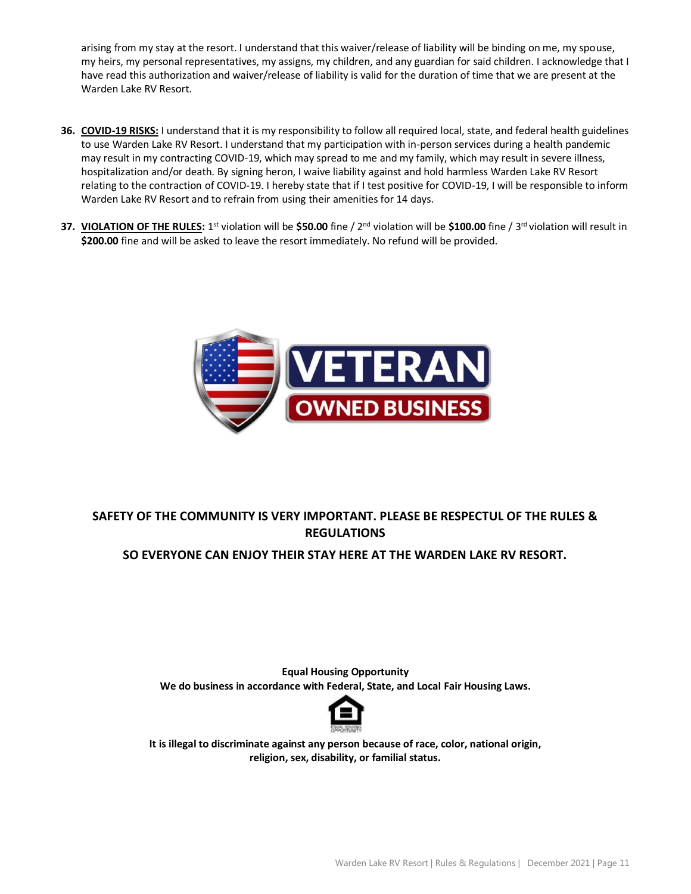arising from my stay at the resort. I understand that this waiver/release of liability will be binding on me, my spouse, my heirs, my personal representatives, my assigns, my children, and any guardian for said children. I acknowledge that I have read this authorization and waiver/release of liability is valid for the duration of time that we are present at the Warden Lake RV Resort.

36. **COVID-19 RISKS:** I understand that it is my responsibility to follow all required local, state, and federal health guidelines to use Warden Lake RV Resort. I understand that my participation with in-person services during a health pandemic may result in my contracting COVID-19, which may spread to me and my family, which may result in severe illness, hospitalization and/or death. By signing heron, I waive liability against and hold harmless Warden Lake RV Resort relating to the contraction of COVID-19. I hereby state that if I test positive for COVID-19, I will be responsible to inform Warden Lake RV Resort and to refrain from using their amenities for 14 days.

37. **VIOLATION OF THE RULES:** 1st violation will be **$50.00** fine / 2nd violation will be **$100.00** fine / 3rd violation will result in **$200.00** fine and will be asked to leave the resort immediately. No refund will be provided.

VETERAN OWNED BUSINESS

**SAFETY OF THE COMMUNITY IS VERY IMPORTANT. PLEASE BE RESPECTUL OF THE RULES & REGULATIONS**

**SO EVERYONE CAN ENJOY THEIR STAY HERE AT THE WARDEN LAKE RV RESORT.**

**Equal Housing Opportunity**
**We do business in accordance with Federal, State, and Local Fair Housing Laws.**

**It is illegal to discriminate against any person because of race, color, national origin, religion, sex, disability, or familial status.**